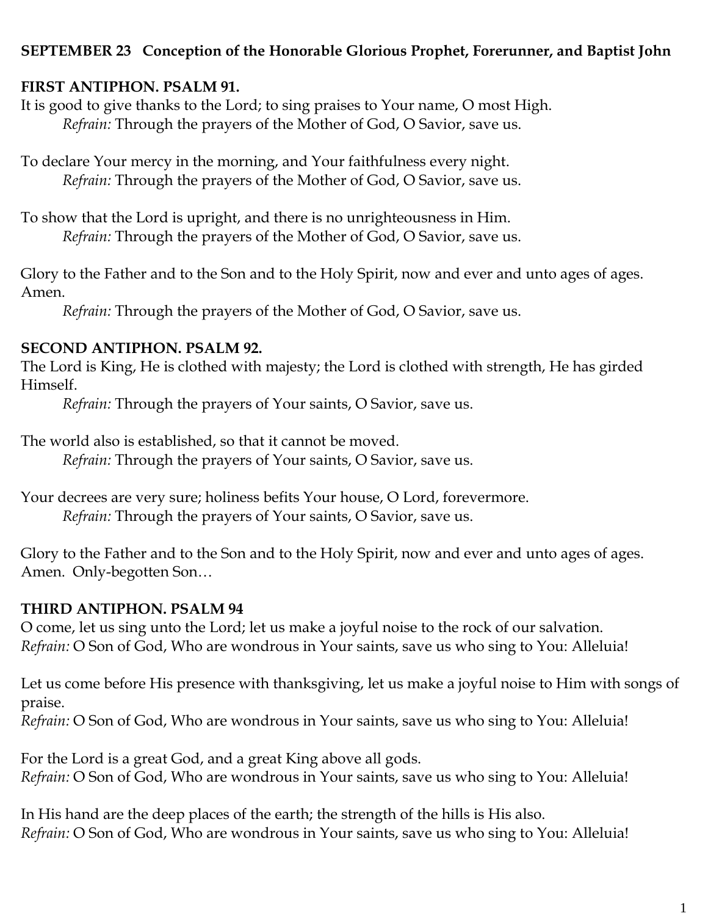**SEPTEMBER 23 Conception of the Honorable Glorious Prophet, Forerunner, and Baptist John**

**FIRST ANTIPHON. PSALM 91.**

It is good to give thanks to the Lord; to sing praises to Your name, O most High.
*Refrain:* Through the prayers of the Mother of God, O Savior, save us.

To declare Your mercy in the morning, and Your faithfulness every night.
*Refrain:* Through the prayers of the Mother of God, O Savior, save us.

To show that the Lord is upright, and there is no unrighteousness in Him.
*Refrain:* Through the prayers of the Mother of God, O Savior, save us.

Glory to the Father and to the Son and to the Holy Spirit, now and ever and unto ages of ages. Amen.
*Refrain:* Through the prayers of the Mother of God, O Savior, save us.

**SECOND ANTIPHON. PSALM 92.**

The Lord is King, He is clothed with majesty; the Lord is clothed with strength, He has girded Himself.
*Refrain:* Through the prayers of Your saints, O Savior, save us.

The world also is established, so that it cannot be moved.
*Refrain:* Through the prayers of Your saints, O Savior, save us.

Your decrees are very sure; holiness befits Your house, O Lord, forevermore.
*Refrain:* Through the prayers of Your saints, O Savior, save us.

Glory to the Father and to the Son and to the Holy Spirit, now and ever and unto ages of ages. Amen. Only-begotten Son…

**THIRD ANTIPHON. PSALM 94**

O come, let us sing unto the Lord; let us make a joyful noise to the rock of our salvation.
*Refrain:* O Son of God, Who are wondrous in Your saints, save us who sing to You: Alleluia!

Let us come before His presence with thanksgiving, let us make a joyful noise to Him with songs of praise.
*Refrain:* O Son of God, Who are wondrous in Your saints, save us who sing to You: Alleluia!

For the Lord is a great God, and a great King above all gods.
*Refrain:* O Son of God, Who are wondrous in Your saints, save us who sing to You: Alleluia!

In His hand are the deep places of the earth; the strength of the hills is His also.
*Refrain:* O Son of God, Who are wondrous in Your saints, save us who sing to You: Alleluia!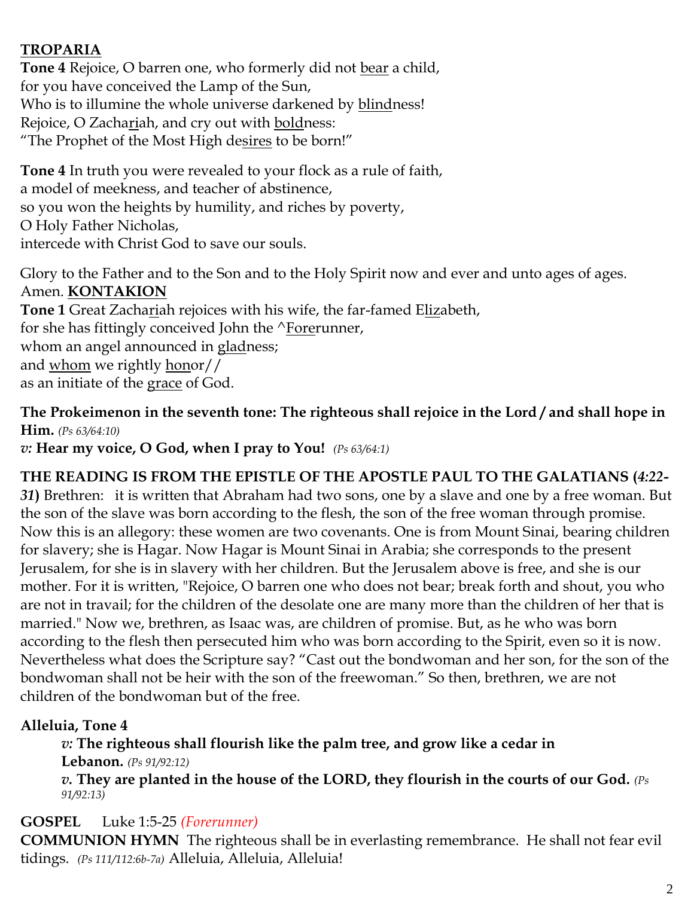**TROPARIA**

**Tone 4** Rejoice, O barren one, who formerly did not <u>bear</u> a child,
for you have conceived the Lamp of the Sun,
Who is to illumine the whole universe darkened by <u>blind</u>ness!
Rejoice, O Zacha<u>ri</u>ah, and cry out with <u>bold</u>ness:
"The Prophet of the Most High de<u>sires</u> to be born!"

**Tone 4** In truth you were revealed to your flock as a rule of faith,
a model of meekness, and teacher of abstinence,
so you won the heights by humility, and riches by poverty,
O Holy Father Nicholas,
intercede with Christ God to save our souls.

Glory to the Father and to the Son and to the Holy Spirit now and ever and unto ages of ages. Amen. **KONTAKION**

**Tone 1** Great Zacha<u>ri</u>ah rejoices with his wife, the far-famed E<u>liz</u>abeth,
for she has fittingly conceived John the ^<u>Fore</u>runner,
whom an angel announced in <u>glad</u>ness;
and <u>whom</u> we rightly <u>hon</u>or//
as an initiate of the <u>grace</u> of God.

**The Prokeimenon in the seventh tone: The righteous shall rejoice in the Lord / and shall hope in Him.** *(Ps 63/64:10)*
*v:* **Hear my voice, O God, when I pray to You!** *(Ps 63/64:1)*

**THE READING IS FROM THE EPISTLE OF THE APOSTLE PAUL TO THE GALATIANS (*4:22-31*)** Brethren: it is written that Abraham had two sons, one by a slave and one by a free woman. But the son of the slave was born according to the flesh, the son of the free woman through promise. Now this is an allegory: these women are two covenants. One is from Mount Sinai, bearing children for slavery; she is Hagar. Now Hagar is Mount Sinai in Arabia; she corresponds to the present Jerusalem, for she is in slavery with her children. But the Jerusalem above is free, and she is our mother. For it is written, "Rejoice, O barren one who does not bear; break forth and shout, you who are not in travail; for the children of the desolate one are many more than the children of her that is married." Now we, brethren, as Isaac was, are children of promise. But, as he who was born according to the flesh then persecuted him who was born according to the Spirit, even so it is now. Nevertheless what does the Scripture say? "Cast out the bondwoman and her son, for the son of the bondwoman shall not be heir with the son of the freewoman." So then, brethren, we are not children of the bondwoman but of the free.

**Alleluia, Tone 4**

> *v:* **The righteous shall flourish like the palm tree, and grow like a cedar in Lebanon.** *(Ps 91/92:12)*
> *v.* **They are planted in the house of the LORD, they flourish in the courts of our God.** *(Ps 91/92:13)*

**GOSPEL** Luke 1:5-25 *(Forerunner)*

**COMMUNION HYMN** The righteous shall be in everlasting remembrance. He shall not fear evil tidings. *(Ps 111/112:6b-7a)* Alleluia, Alleluia, Alleluia!